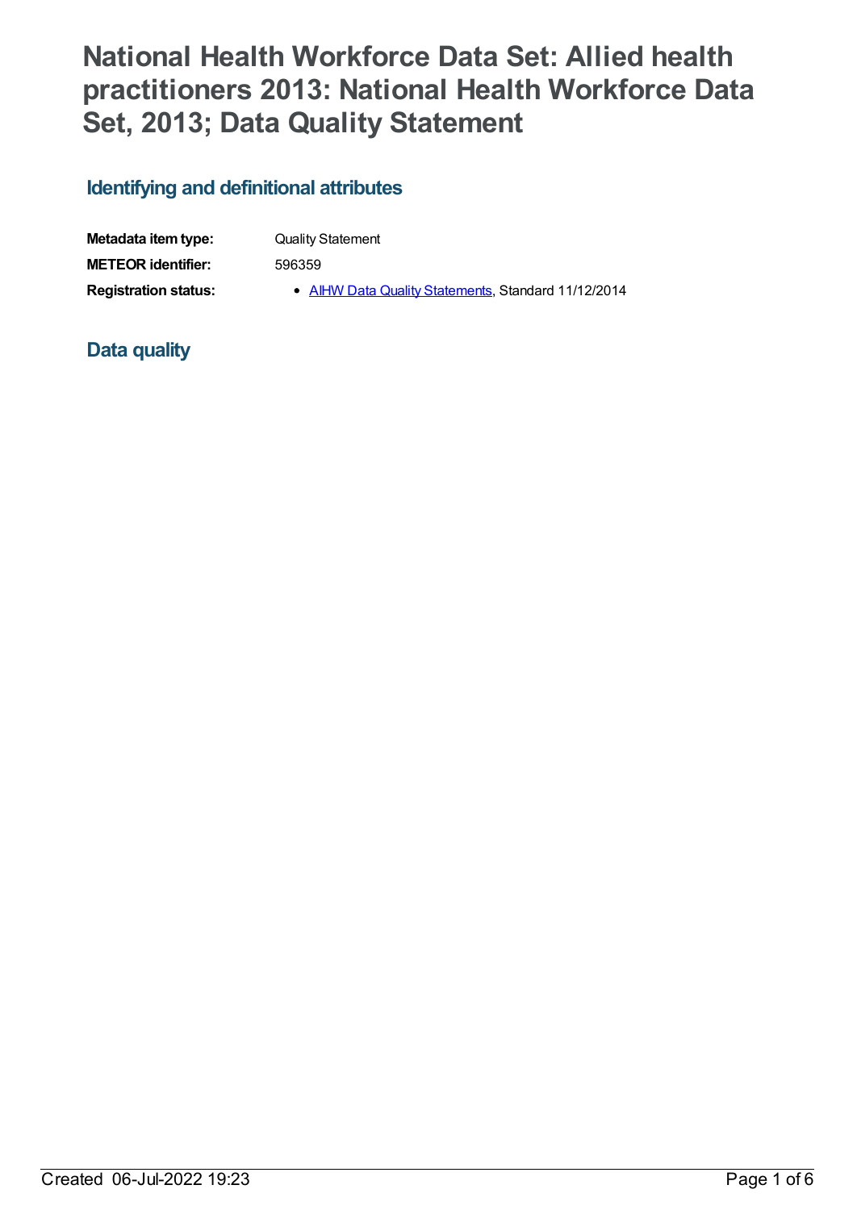# National Health Workforce Data Set: Allied health practitioners 2013: National Health Workforce Data Set, 2013; Data Quality Statement

## Identifying and definitional attributes

| | |
|---|---|
| **Metadata item type:** | Quality Statement |
| **METEOR identifier:** | 596359 |
| **Registration status:** | • AIHW Data Quality Statements, Standard 11/12/2014 |

## Data quality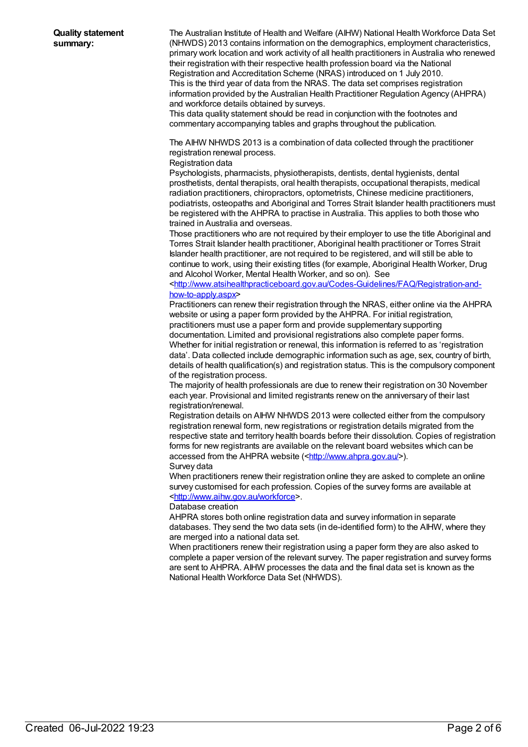**Quality statement summary:**

The Australian Institute of Health and Welfare (AIHW) National Health Workforce Data Set (NHWDS) 2013 contains information on the demographics, employment characteristics, primary work location and work activity of all health practitioners in Australia who renewed their registration with their respective health profession board via the National Registration and Accreditation Scheme (NRAS) introduced on 1 July 2010.

This is the third year of data from the NRAS. The data set comprises registration information provided by the Australian Health Practitioner Regulation Agency (AHPRA) and workforce details obtained by surveys.

This data quality statement should be read in conjunction with the footnotes and commentary accompanying tables and graphs throughout the publication.

The AIHW NHWDS 2013 is a combination of data collected through the practitioner registration renewal process.

Registration data

Psychologists, pharmacists, physiotherapists, dentists, dental hygienists, dental prosthetists, dental therapists, oral health therapists, occupational therapists, medical radiation practitioners, chiropractors, optometrists, Chinese medicine practitioners, podiatrists, osteopaths and Aboriginal and Torres Strait Islander health practitioners must be registered with the AHPRA to practise in Australia. This applies to both those who trained in Australia and overseas.

Those practitioners who are not required by their employer to use the title Aboriginal and Torres Strait Islander health practitioner, Aboriginal health practitioner or Torres Strait Islander health practitioner, are not required to be registered, and will still be able to continue to work, using their existing titles (for example, Aboriginal Health Worker, Drug and Alcohol Worker, Mental Health Worker, and so on). See <http://www.atsihealthpracticeboard.gov.au/Codes-Guidelines/FAQ/Registration-and-how-to-apply.aspx>

Practitioners can renew their registration through the NRAS, either online via the AHPRA website or using a paper form provided by the AHPRA. For initial registration, practitioners must use a paper form and provide supplementary supporting documentation. Limited and provisional registrations also complete paper forms. Whether for initial registration or renewal, this information is referred to as 'registration data'. Data collected include demographic information such as age, sex, country of birth, details of health qualification(s) and registration status. This is the compulsory component of the registration process.

The majority of health professionals are due to renew their registration on 30 November each year. Provisional and limited registrants renew on the anniversary of their last registration/renewal.

Registration details on AIHW NHWDS 2013 were collected either from the compulsory registration renewal form, new registrations or registration details migrated from the respective state and territory health boards before their dissolution. Copies of registration forms for new registrants are available on the relevant board websites which can be accessed from the AHPRA website (<http://www.ahpra.gov.au/>).

Survey data

When practitioners renew their registration online they are asked to complete an online survey customised for each profession. Copies of the survey forms are available at <http://www.aihw.gov.au/workforce>.

Database creation

AHPRA stores both online registration data and survey information in separate databases. They send the two data sets (in de-identified form) to the AIHW, where they are merged into a national data set.

When practitioners renew their registration using a paper form they are also asked to complete a paper version of the relevant survey. The paper registration and survey forms are sent to AHPRA. AIHW processes the data and the final data set is known as the National Health Workforce Data Set (NHWDS).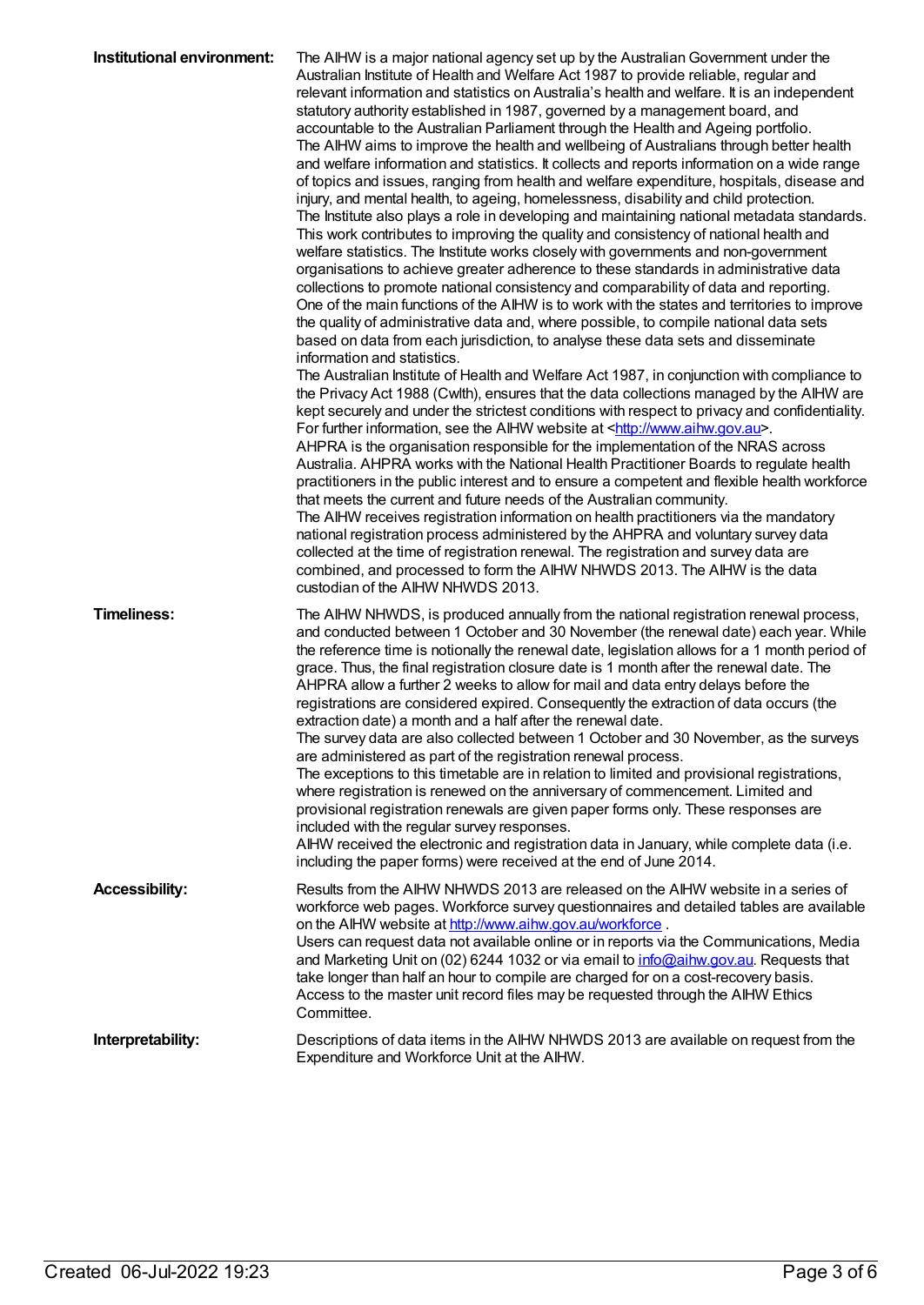**Institutional environment:**

The AIHW is a major national agency set up by the Australian Government under the Australian Institute of Health and Welfare Act 1987 to provide reliable, regular and relevant information and statistics on Australia's health and welfare. It is an independent statutory authority established in 1987, governed by a management board, and accountable to the Australian Parliament through the Health and Ageing portfolio.

The AIHW aims to improve the health and wellbeing of Australians through better health and welfare information and statistics. It collects and reports information on a wide range of topics and issues, ranging from health and welfare expenditure, hospitals, disease and injury, and mental health, to ageing, homelessness, disability and child protection.

The Institute also plays a role in developing and maintaining national metadata standards. This work contributes to improving the quality and consistency of national health and welfare statistics. The Institute works closely with governments and non-government organisations to achieve greater adherence to these standards in administrative data collections to promote national consistency and comparability of data and reporting.

One of the main functions of the AIHW is to work with the states and territories to improve the quality of administrative data and, where possible, to compile national data sets based on data from each jurisdiction, to analyse these data sets and disseminate information and statistics.

The Australian Institute of Health and Welfare Act 1987, in conjunction with compliance to the Privacy Act 1988 (Cwlth), ensures that the data collections managed by the AIHW are kept securely and under the strictest conditions with respect to privacy and confidentiality. For further information, see the AIHW website at <http://www.aihw.gov.au>.

AHPRA is the organisation responsible for the implementation of the NRAS across Australia. AHPRA works with the National Health Practitioner Boards to regulate health practitioners in the public interest and to ensure a competent and flexible health workforce that meets the current and future needs of the Australian community.

The AIHW receives registration information on health practitioners via the mandatory national registration process administered by the AHPRA and voluntary survey data collected at the time of registration renewal. The registration and survey data are combined, and processed to form the AIHW NHWDS 2013. The AIHW is the data custodian of the AIHW NHWDS 2013.

**Timeliness:**

The AIHW NHWDS, is produced annually from the national registration renewal process, and conducted between 1 October and 30 November (the renewal date) each year. While the reference time is notionally the renewal date, legislation allows for a 1 month period of grace. Thus, the final registration closure date is 1 month after the renewal date. The AHPRA allow a further 2 weeks to allow for mail and data entry delays before the registrations are considered expired. Consequently the extraction of data occurs (the extraction date) a month and a half after the renewal date.

The survey data are also collected between 1 October and 30 November, as the surveys are administered as part of the registration renewal process.

The exceptions to this timetable are in relation to limited and provisional registrations, where registration is renewed on the anniversary of commencement. Limited and provisional registration renewals are given paper forms only. These responses are included with the regular survey responses.

AIHW received the electronic and registration data in January, while complete data (i.e. including the paper forms) were received at the end of June 2014.

**Accessibility:**

Results from the AIHW NHWDS 2013 are released on the AIHW website in a series of workforce web pages. Workforce survey questionnaires and detailed tables are available on the AIHW website at http://www.aihw.gov.au/workforce .

Users can request data not available online or in reports via the Communications, Media and Marketing Unit on (02) 6244 1032 or via email to info@aihw.gov.au. Requests that take longer than half an hour to compile are charged for on a cost-recovery basis. Access to the master unit record files may be requested through the AIHW Ethics Committee.

**Interpretability:**

Descriptions of data items in the AIHW NHWDS 2013 are available on request from the Expenditure and Workforce Unit at the AIHW.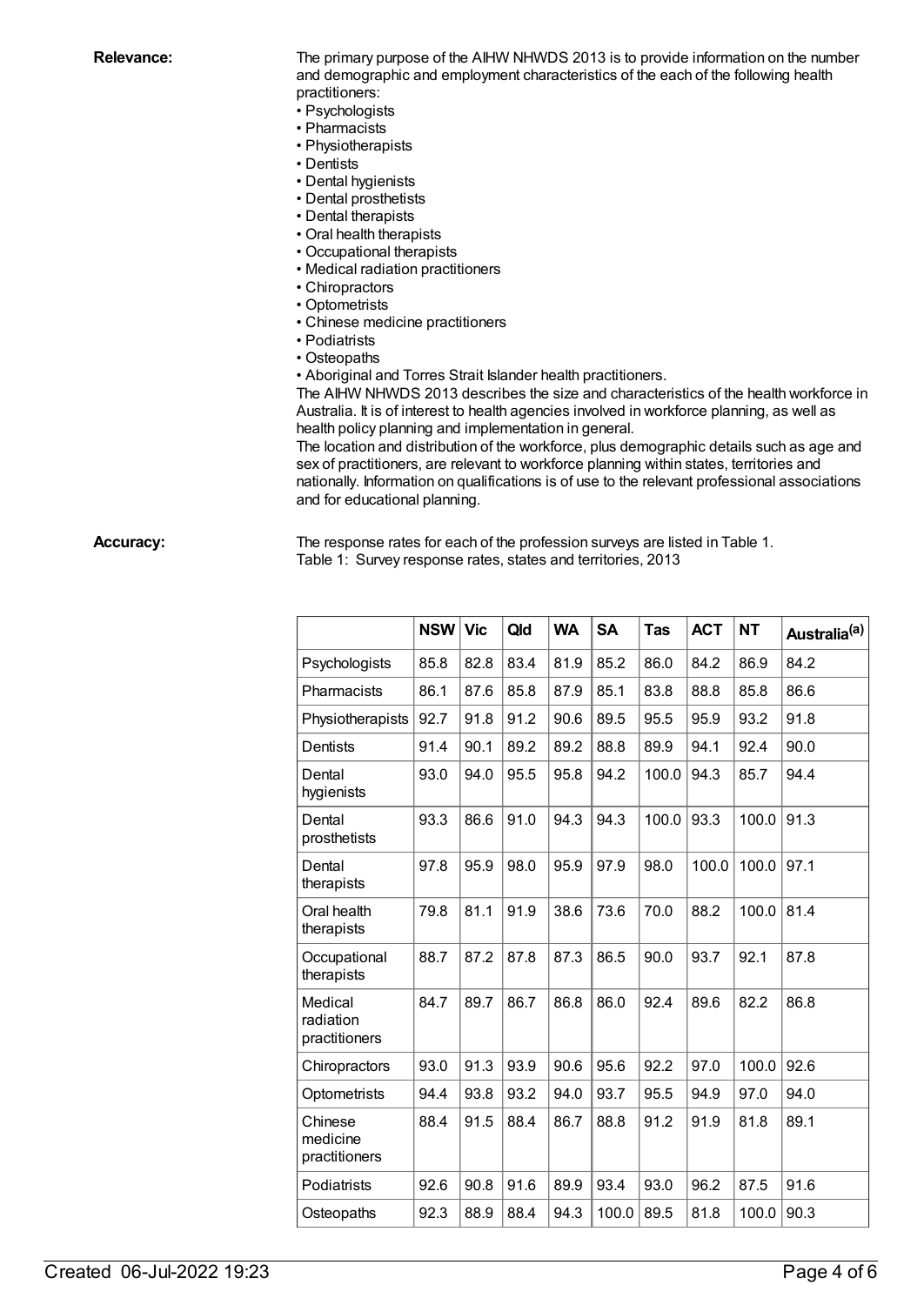**Relevance:**

The primary purpose of the AIHW NHWDS 2013 is to provide information on the number and demographic and employment characteristics of the each of the following health practitioners:

- Psychologists
- Pharmacists
- Physiotherapists
- Dentists
- Dental hygienists
- Dental prosthetists
- Dental therapists
- Oral health therapists
- Occupational therapists
- Medical radiation practitioners
- Chiropractors
- Optometrists
- Chinese medicine practitioners
- Podiatrists
- Osteopaths
- Aboriginal and Torres Strait Islander health practitioners.

The AIHW NHWDS 2013 describes the size and characteristics of the health workforce in Australia. It is of interest to health agencies involved in workforce planning, as well as health policy planning and implementation in general.

The location and distribution of the workforce, plus demographic details such as age and sex of practitioners, are relevant to workforce planning within states, territories and nationally. Information on qualifications is of use to the relevant professional associations and for educational planning.

**Accuracy:**

The response rates for each of the profession surveys are listed in Table 1.

Table 1: Survey response rates, states and territories, 2013

| | NSW | Vic | Qld | WA | SA | Tas | ACT | NT | Australia[a] |
|---|---|---|---|---|---|---|---|---|---|
| Psychologists | 85.8 | 82.8 | 83.4 | 81.9 | 85.2 | 86.0 | 84.2 | 86.9 | 84.2 |
| Pharmacists | 86.1 | 87.6 | 85.8 | 87.9 | 85.1 | 83.8 | 88.8 | 85.8 | 86.6 |
| Physiotherapists | 92.7 | 91.8 | 91.2 | 90.6 | 89.5 | 95.5 | 95.9 | 93.2 | 91.8 |
| Dentists | 91.4 | 90.1 | 89.2 | 89.2 | 88.8 | 89.9 | 94.1 | 92.4 | 90.0 |
| Dental hygienists | 93.0 | 94.0 | 95.5 | 95.8 | 94.2 | 100.0 | 94.3 | 85.7 | 94.4 |
| Dental prosthetists | 93.3 | 86.6 | 91.0 | 94.3 | 94.3 | 100.0 | 93.3 | 100.0 | 91.3 |
| Dental therapists | 97.8 | 95.9 | 98.0 | 95.9 | 97.9 | 98.0 | 100.0 | 100.0 | 97.1 |
| Oral health therapists | 79.8 | 81.1 | 91.9 | 38.6 | 73.6 | 70.0 | 88.2 | 100.0 | 81.4 |
| Occupational therapists | 88.7 | 87.2 | 87.8 | 87.3 | 86.5 | 90.0 | 93.7 | 92.1 | 87.8 |
| Medical radiation practitioners | 84.7 | 89.7 | 86.7 | 86.8 | 86.0 | 92.4 | 89.6 | 82.2 | 86.8 |
| Chiropractors | 93.0 | 91.3 | 93.9 | 90.6 | 95.6 | 92.2 | 97.0 | 100.0 | 92.6 |
| Optometrists | 94.4 | 93.8 | 93.2 | 94.0 | 93.7 | 95.5 | 94.9 | 97.0 | 94.0 |
| Chinese medicine practitioners | 88.4 | 91.5 | 88.4 | 86.7 | 88.8 | 91.2 | 91.9 | 81.8 | 89.1 |
| Podiatrists | 92.6 | 90.8 | 91.6 | 89.9 | 93.4 | 93.0 | 96.2 | 87.5 | 91.6 |
| Osteopaths | 92.3 | 88.9 | 88.4 | 94.3 | 100.0 | 89.5 | 81.8 | 100.0 | 90.3 |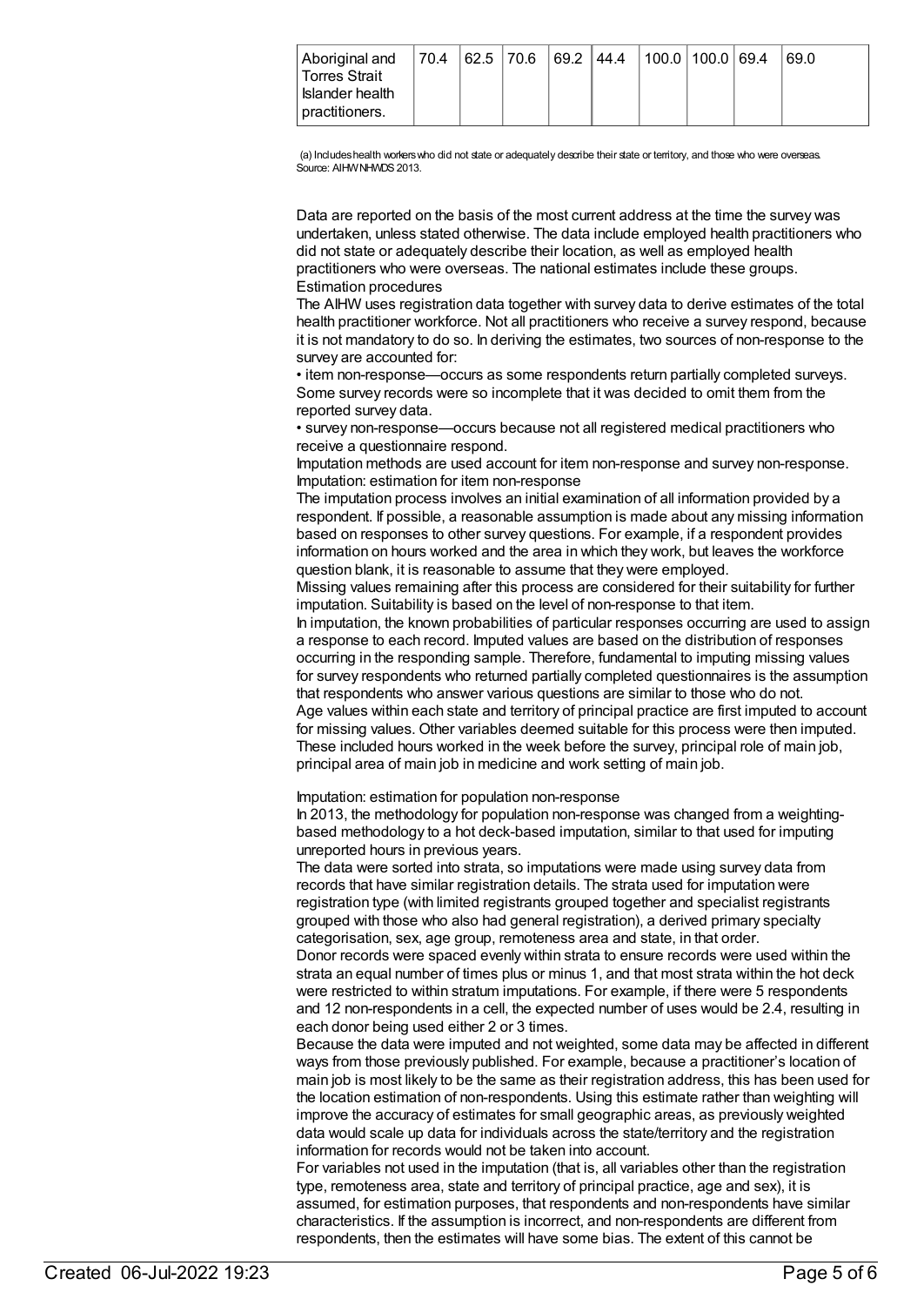| Aboriginal and Torres Strait Islander health practitioners. | 70.4 | 62.5 | 70.6 | 69.2 | 44.4 | 100.0 | 100.0 | 69.4 | 69.0 |
|---|---|---|---|---|---|---|---|---|---|

(a) Includes health workers who did not state or adequately describe their state or territory, and those who were overseas.
Source: AIHW NHWDS 2013.

Data are reported on the basis of the most current address at the time the survey was undertaken, unless stated otherwise. The data include employed health practitioners who did not state or adequately describe their location, as well as employed health practitioners who were overseas. The national estimates include these groups.

Estimation procedures

The AIHW uses registration data together with survey data to derive estimates of the total health practitioner workforce. Not all practitioners who receive a survey respond, because it is not mandatory to do so. In deriving the estimates, two sources of non-response to the survey are accounted for:

- item non-response—occurs as some respondents return partially completed surveys. Some survey records were so incomplete that it was decided to omit them from the reported survey data.
- survey non-response—occurs because not all registered medical practitioners who receive a questionnaire respond.

Imputation methods are used account for item non-response and survey non-response.

Imputation: estimation for item non-response

The imputation process involves an initial examination of all information provided by a respondent. If possible, a reasonable assumption is made about any missing information based on responses to other survey questions. For example, if a respondent provides information on hours worked and the area in which they work, but leaves the workforce question blank, it is reasonable to assume that they were employed.

Missing values remaining after this process are considered for their suitability for further imputation. Suitability is based on the level of non-response to that item.

In imputation, the known probabilities of particular responses occurring are used to assign a response to each record. Imputed values are based on the distribution of responses occurring in the responding sample. Therefore, fundamental to imputing missing values for survey respondents who returned partially completed questionnaires is the assumption that respondents who answer various questions are similar to those who do not.

Age values within each state and territory of principal practice are first imputed to account for missing values. Other variables deemed suitable for this process were then imputed. These included hours worked in the week before the survey, principal role of main job, principal area of main job in medicine and work setting of main job.

Imputation: estimation for population non-response

In 2013, the methodology for population non-response was changed from a weighting-based methodology to a hot deck-based imputation, similar to that used for imputing unreported hours in previous years.

The data were sorted into strata, so imputations were made using survey data from records that have similar registration details. The strata used for imputation were registration type (with limited registrants grouped together and specialist registrants grouped with those who also had general registration), a derived primary specialty categorisation, sex, age group, remoteness area and state, in that order.

Donor records were spaced evenly within strata to ensure records were used within the strata an equal number of times plus or minus 1, and that most strata within the hot deck were restricted to within stratum imputations. For example, if there were 5 respondents and 12 non-respondents in a cell, the expected number of uses would be 2.4, resulting in each donor being used either 2 or 3 times.

Because the data were imputed and not weighted, some data may be affected in different ways from those previously published. For example, because a practitioner's location of main job is most likely to be the same as their registration address, this has been used for the location estimation of non-respondents. Using this estimate rather than weighting will improve the accuracy of estimates for small geographic areas, as previously weighted data would scale up data for individuals across the state/territory and the registration information for records would not be taken into account.

For variables not used in the imputation (that is, all variables other than the registration type, remoteness area, state and territory of principal practice, age and sex), it is assumed, for estimation purposes, that respondents and non-respondents have similar characteristics. If the assumption is incorrect, and non-respondents are different from respondents, then the estimates will have some bias. The extent of this cannot be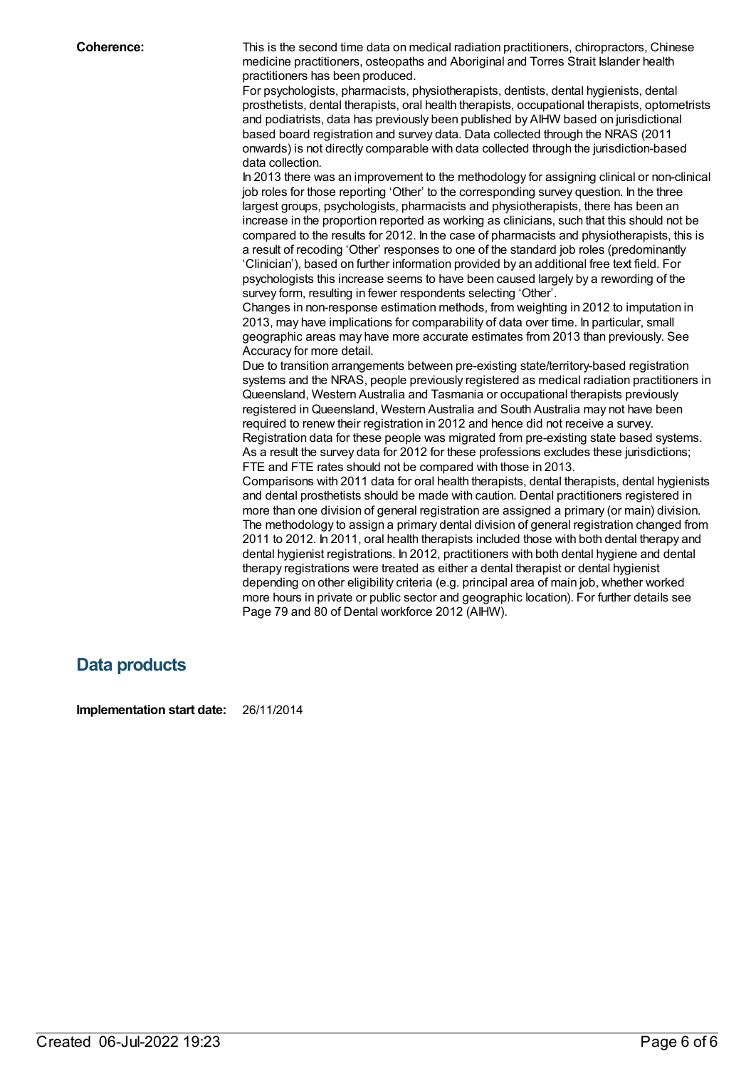**Coherence:** This is the second time data on medical radiation practitioners, chiropractors, Chinese medicine practitioners, osteopaths and Aboriginal and Torres Strait Islander health practitioners has been produced.

For psychologists, pharmacists, physiotherapists, dentists, dental hygienists, dental prosthetists, dental therapists, oral health therapists, occupational therapists, optometrists and podiatrists, data has previously been published by AIHW based on jurisdictional based board registration and survey data. Data collected through the NRAS (2011 onwards) is not directly comparable with data collected through the jurisdiction-based data collection.

In 2013 there was an improvement to the methodology for assigning clinical or non-clinical job roles for those reporting 'Other' to the corresponding survey question. In the three largest groups, psychologists, pharmacists and physiotherapists, there has been an increase in the proportion reported as working as clinicians, such that this should not be compared to the results for 2012. In the case of pharmacists and physiotherapists, this is a result of recoding 'Other' responses to one of the standard job roles (predominantly 'Clinician'), based on further information provided by an additional free text field. For psychologists this increase seems to have been caused largely by a rewording of the survey form, resulting in fewer respondents selecting 'Other'.

Changes in non-response estimation methods, from weighting in 2012 to imputation in 2013, may have implications for comparability of data over time. In particular, small geographic areas may have more accurate estimates from 2013 than previously. See Accuracy for more detail.

Due to transition arrangements between pre-existing state/territory-based registration systems and the NRAS, people previously registered as medical radiation practitioners in Queensland, Western Australia and Tasmania or occupational therapists previously registered in Queensland, Western Australia and South Australia may not have been required to renew their registration in 2012 and hence did not receive a survey. Registration data for these people was migrated from pre-existing state based systems. As a result the survey data for 2012 for these professions excludes these jurisdictions; FTE and FTE rates should not be compared with those in 2013.

Comparisons with 2011 data for oral health therapists, dental therapists, dental hygienists and dental prosthetists should be made with caution. Dental practitioners registered in more than one division of general registration are assigned a primary (or main) division. The methodology to assign a primary dental division of general registration changed from 2011 to 2012. In 2011, oral health therapists included those with both dental therapy and dental hygienist registrations. In 2012, practitioners with both dental hygiene and dental therapy registrations were treated as either a dental therapist or dental hygienist depending on other eligibility criteria (e.g. principal area of main job, whether worked more hours in private or public sector and geographic location). For further details see Page 79 and 80 of Dental workforce 2012 (AIHW).

## Data products

**Implementation start date:** 26/11/2014